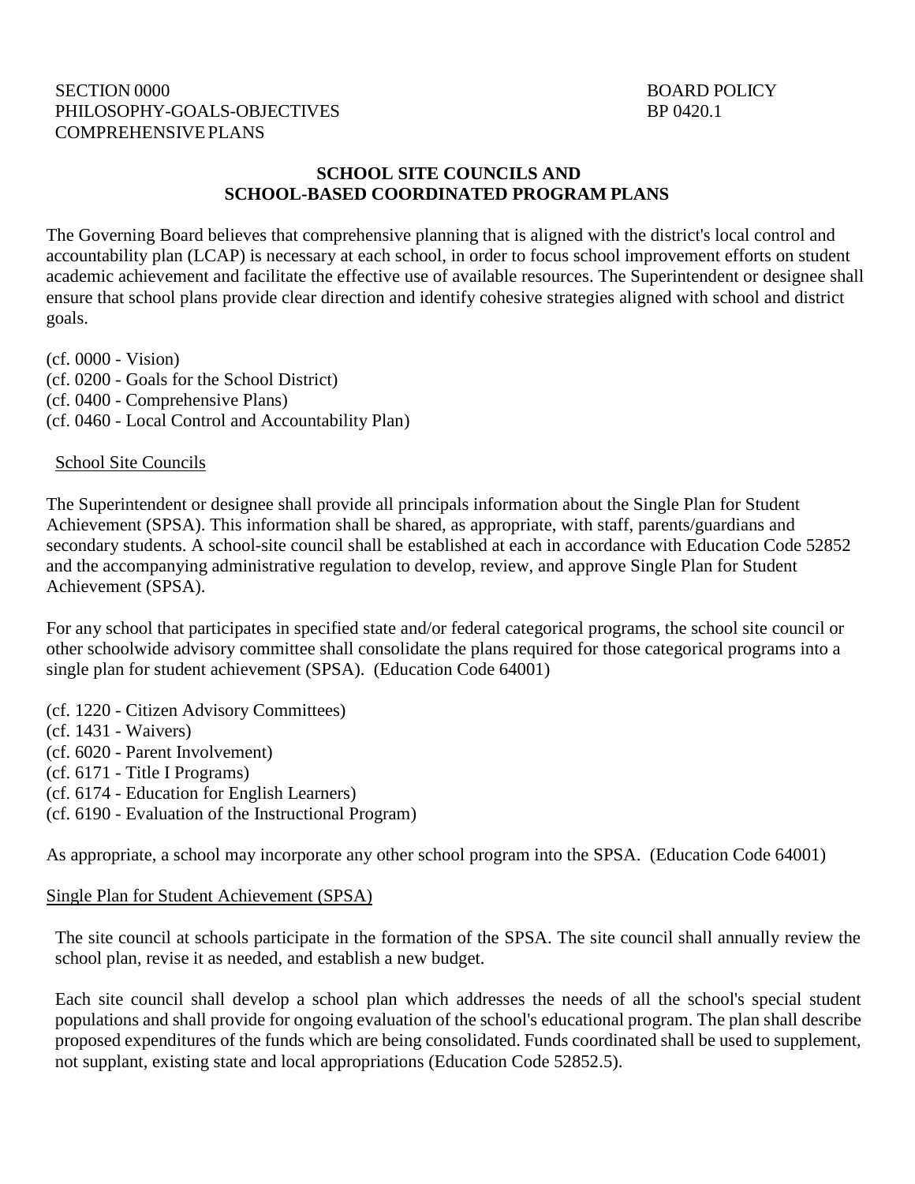SECTION 0000
PHILOSOPHY-GOALS-OBJECTIVES
COMPREHENSIVE PLANS

BOARD POLICY
BP 0420.1

# SCHOOL SITE COUNCILS AND SCHOOL-BASED COORDINATED PROGRAM PLANS

The Governing Board believes that comprehensive planning that is aligned with the district's local control and accountability plan (LCAP) is necessary at each school, in order to focus school improvement efforts on student academic achievement and facilitate the effective use of available resources. The Superintendent or designee shall ensure that school plans provide clear direction and identify cohesive strategies aligned with school and district goals.

(cf. 0000 - Vision)
(cf. 0200 - Goals for the School District)
(cf. 0400 - Comprehensive Plans)
(cf. 0460 - Local Control and Accountability Plan)

## School Site Councils

The Superintendent or designee shall provide all principals information about the Single Plan for Student Achievement (SPSA). This information shall be shared, as appropriate, with staff, parents/guardians and secondary students. A school-site council shall be established at each in accordance with Education Code 52852 and the accompanying administrative regulation to develop, review, and approve Single Plan for Student Achievement (SPSA).

For any school that participates in specified state and/or federal categorical programs, the school site council or other schoolwide advisory committee shall consolidate the plans required for those categorical programs into a single plan for student achievement (SPSA). (Education Code 64001)

(cf. 1220 - Citizen Advisory Committees)
(cf. 1431 - Waivers)
(cf. 6020 - Parent Involvement)
(cf. 6171 - Title I Programs)
(cf. 6174 - Education for English Learners)
(cf. 6190 - Evaluation of the Instructional Program)

As appropriate, a school may incorporate any other school program into the SPSA. (Education Code 64001)

## Single Plan for Student Achievement (SPSA)

The site council at schools participate in the formation of the SPSA. The site council shall annually review the school plan, revise it as needed, and establish a new budget.

Each site council shall develop a school plan which addresses the needs of all the school's special student populations and shall provide for ongoing evaluation of the school's educational program. The plan shall describe proposed expenditures of the funds which are being consolidated. Funds coordinated shall be used to supplement, not supplant, existing state and local appropriations (Education Code 52852.5).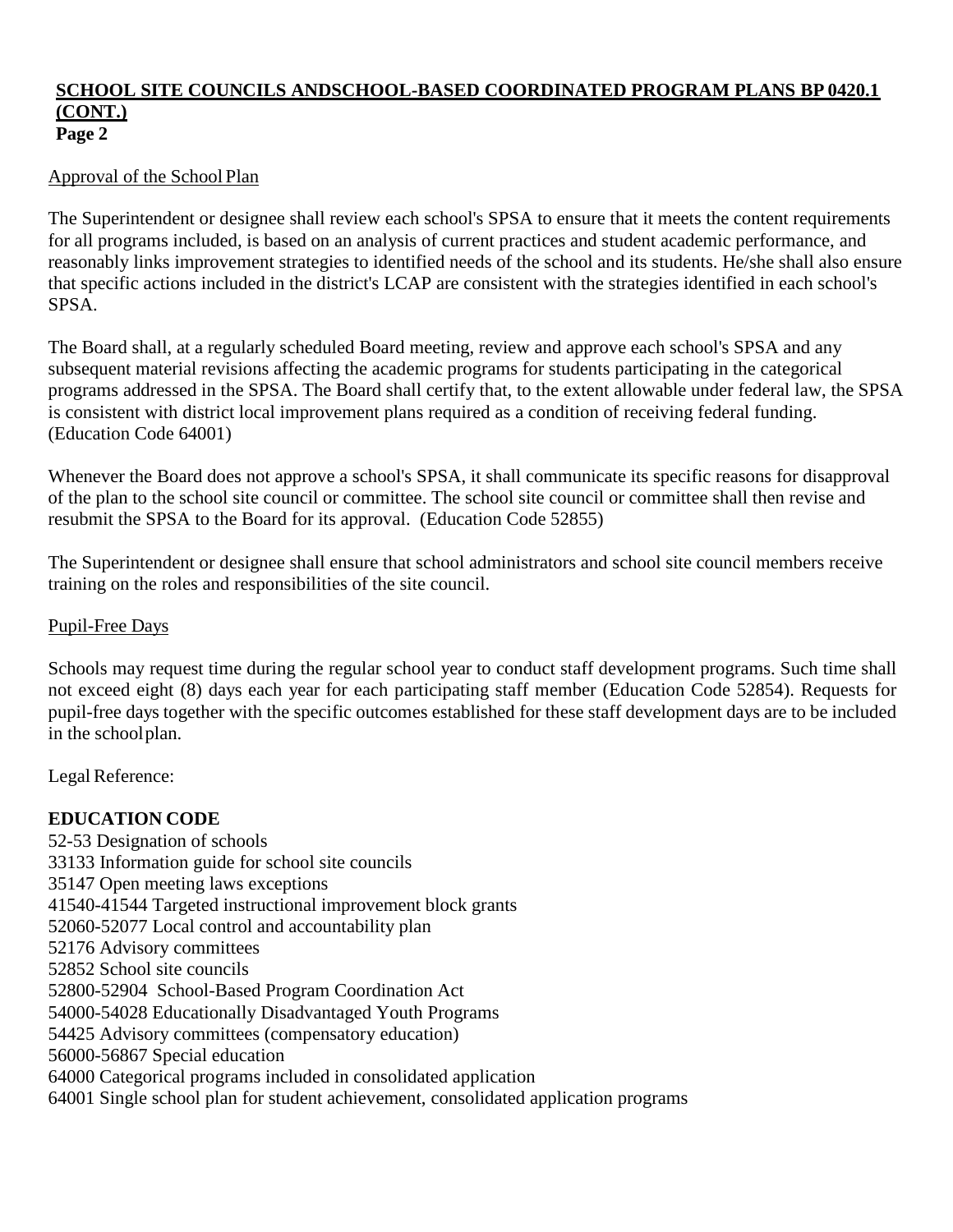Approval of the School Plan

The Superintendent or designee shall review each school's SPSA to ensure that it meets the content requirements for all programs included, is based on an analysis of current practices and student academic performance, and reasonably links improvement strategies to identified needs of the school and its students. He/she shall also ensure that specific actions included in the district's LCAP are consistent with the strategies identified in each school's SPSA.

The Board shall, at a regularly scheduled Board meeting, review and approve each school's SPSA and any subsequent material revisions affecting the academic programs for students participating in the categorical programs addressed in the SPSA. The Board shall certify that, to the extent allowable under federal law, the SPSA is consistent with district local improvement plans required as a condition of receiving federal funding. (Education Code 64001)

Whenever the Board does not approve a school's SPSA, it shall communicate its specific reasons for disapproval of the plan to the school site council or committee. The school site council or committee shall then revise and resubmit the SPSA to the Board for its approval. (Education Code 52855)

The Superintendent or designee shall ensure that school administrators and school site council members receive training on the roles and responsibilities of the site council.

Pupil-Free Days

Schools may request time during the regular school year to conduct staff development programs. Such time shall not exceed eight (8) days each year for each participating staff member (Education Code 52854). Requests for pupil-free days together with the specific outcomes established for these staff development days are to be included in the school plan.

Legal Reference:

**EDUCATION CODE**

52-53 Designation of schools
33133 Information guide for school site councils
35147 Open meeting laws exceptions
41540-41544 Targeted instructional improvement block grants
52060-52077 Local control and accountability plan
52176 Advisory committees
52852 School site councils
52800-52904 School-Based Program Coordination Act
54000-54028 Educationally Disadvantaged Youth Programs
54425 Advisory committees (compensatory education)
56000-56867 Special education
64000 Categorical programs included in consolidated application
64001 Single school plan for student achievement, consolidated application programs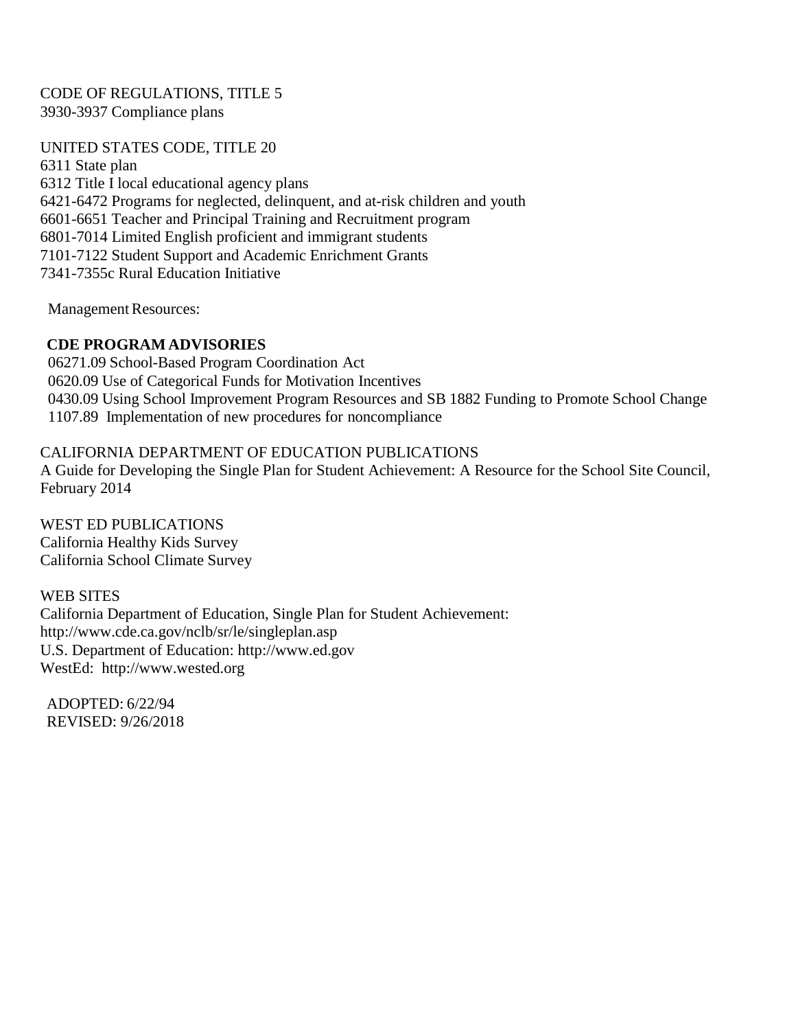CODE OF REGULATIONS, TITLE 5
3930-3937 Compliance plans

UNITED STATES CODE, TITLE 20
6311 State plan
6312 Title I local educational agency plans
6421-6472 Programs for neglected, delinquent, and at-risk children and youth
6601-6651 Teacher and Principal Training and Recruitment program
6801-7014 Limited English proficient and immigrant students
7101-7122 Student Support and Academic Enrichment Grants
7341-7355c Rural Education Initiative

Management Resources:

**CDE PROGRAM ADVISORIES**
06271.09 School-Based Program Coordination Act
0620.09 Use of Categorical Funds for Motivation Incentives
0430.09 Using School Improvement Program Resources and SB 1882 Funding to Promote School Change
1107.89 Implementation of new procedures for noncompliance

CALIFORNIA DEPARTMENT OF EDUCATION PUBLICATIONS
A Guide for Developing the Single Plan for Student Achievement: A Resource for the School Site Council, February 2014

WEST ED PUBLICATIONS
California Healthy Kids Survey
California School Climate Survey

WEB SITES
California Department of Education, Single Plan for Student Achievement: http://www.cde.ca.gov/nclb/sr/le/singleplan.asp
U.S. Department of Education: http://www.ed.gov
WestEd: http://www.wested.org

ADOPTED: 6/22/94
REVISED: 9/26/2018